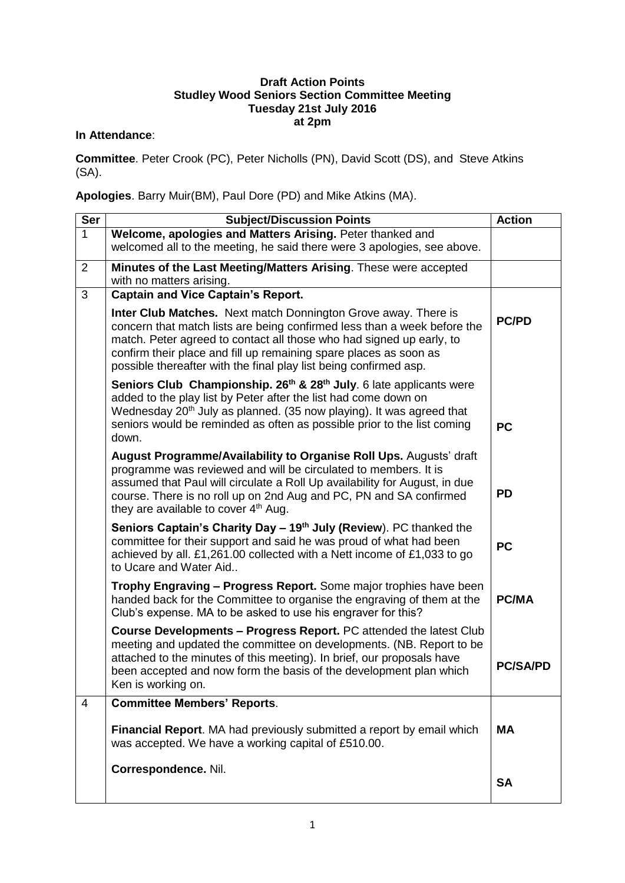**Draft Action Points**
**Studley Wood Seniors Section Committee Meeting**
**Tuesday 21st July 2016**
**at 2pm**

**In Attendance**:

**Committee**. Peter Crook (PC), Peter Nicholls (PN), David Scott (DS), and Steve Atkins (SA).

**Apologies**. Barry Muir(BM), Paul Dore (PD) and Mike Atkins (MA).

| Ser | Subject/Discussion Points | Action |
|---|---|---|
| 1 | **Welcome, apologies and Matters Arising.** Peter thanked and welcomed all to the meeting, he said there were 3 apologies, see above. | |
| 2 | **Minutes of the Last Meeting/Matters Arising**. These were accepted with no matters arising. | |
| 3 | **Captain and Vice Captain's Report.** | |
| | **Inter Club Matches.** Next match Donnington Grove away. There is concern that match lists are being confirmed less than a week before the match. Peter agreed to contact all those who had signed up early, to confirm their place and fill up remaining spare places as soon as possible thereafter with the final play list being confirmed asp. | **PC/PD** |
| | **Seniors Club Championship. 26th & 28th July**. 6 late applicants were added to the play list by Peter after the list had come down on Wednesday 20th July as planned. (35 now playing). It was agreed that seniors would be reminded as often as possible prior to the list coming down. | **PC** |
| | **August Programme/Availability to Organise Roll Ups.** Augusts' draft programme was reviewed and will be circulated to members. It is assumed that Paul will circulate a Roll Up availability for August, in due course. There is no roll up on 2nd Aug and PC, PN and SA confirmed they are available to cover 4th Aug. | **PD** |
| | **Seniors Captain's Charity Day – 19th July (Review**). PC thanked the committee for their support and said he was proud of what had been achieved by all. £1,261.00 collected with a Nett income of £1,033 to go to Ucare and Water Aid.. | **PC** |
| | **Trophy Engraving – Progress Report.** Some major trophies have been handed back for the Committee to organise the engraving of them at the Club's expense. MA to be asked to use his engraver for this? | **PC/MA** |
| | **Course Developments – Progress Report.** PC attended the latest Club meeting and updated the committee on developments. (NB. Report to be attached to the minutes of this meeting). In brief, our proposals have been accepted and now form the basis of the development plan which Ken is working on. | **PC/SA/PD** |
| 4 | **Committee Members' Reports**. | |
| | **Financial Report**. MA had previously submitted a report by email which was accepted. We have a working capital of £510.00. | **MA** |
| | **Correspondence.** Nil. | **SA** |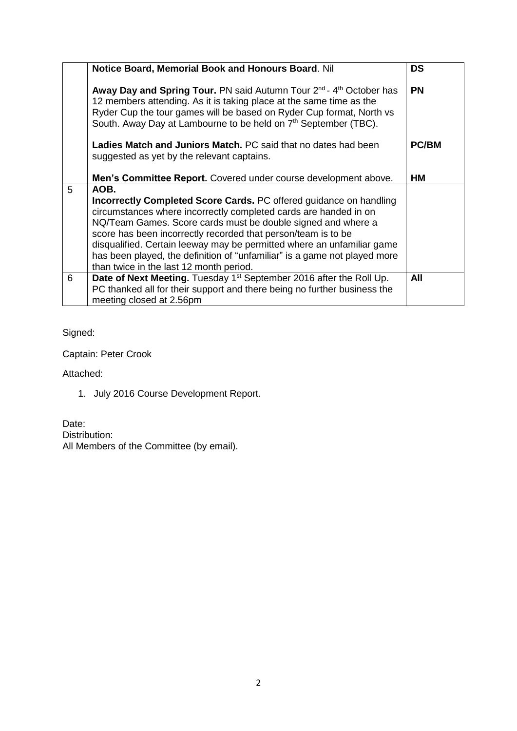| | | |
|---|---|---|
| | **Notice Board, Memorial Book and Honours Board**. Nil<br><br>**Away Day and Spring Tour.** PN said Autumn Tour 2nd - 4th October has 12 members attending. As it is taking place at the same time as the Ryder Cup the tour games will be based on Ryder Cup format, North vs South. Away Day at Lambourne to be held on 7th September (TBC).<br><br>**Ladies Match and Juniors Match.** PC said that no dates had been suggested as yet by the relevant captains.<br><br>**Men's Committee Report.** Covered under course development above. | **DS**<br><br>**PN**<br><br><br><br>**PC/BM**<br><br><br>**HM** |
| 5 | **AOB.**<br>**Incorrectly Completed Score Cards.** PC offered guidance on handling circumstances where incorrectly completed cards are handed in on NQ/Team Games. Score cards must be double signed and where a score has been incorrectly recorded that person/team is to be disqualified. Certain leeway may be permitted where an unfamiliar game has been played, the definition of "unfamiliar" is a game not played more than twice in the last 12 month period. | |
| 6 | **Date of Next Meeting.** Tuesday 1st September 2016 after the Roll Up. PC thanked all for their support and there being no further business the meeting closed at 2.56pm | **All** |

Signed:

Captain: Peter Crook

Attached:

1. July 2016 Course Development Report.

Date:
Distribution:
All Members of the Committee (by email).